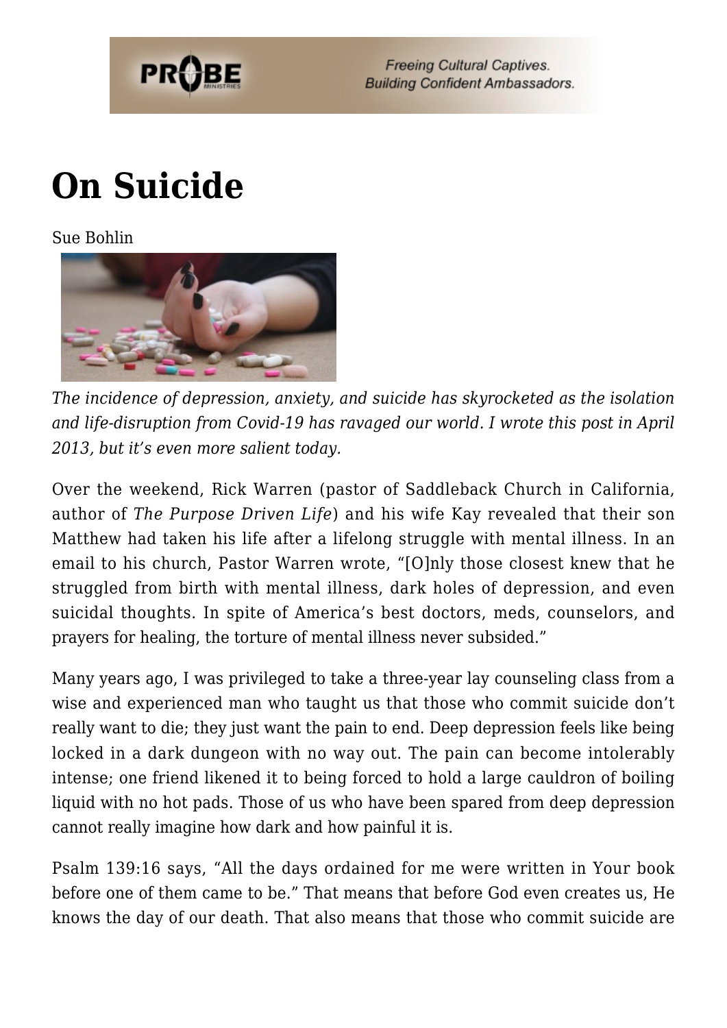# On Suicide

Sue Bohlin

*The incidence of depression, anxiety, and suicide has skyrocketed as the isolation and life-disruption from Covid-19 has ravaged our world. I wrote this post in April 2013, but it's even more salient today.*

Over the weekend, Rick Warren (pastor of Saddleback Church in California, author of *The Purpose Driven Life*) and his wife Kay revealed that their son Matthew had taken his life after a lifelong struggle with mental illness. In an email to his church, Pastor Warren wrote, "[O]nly those closest knew that he struggled from birth with mental illness, dark holes of depression, and even suicidal thoughts. In spite of America's best doctors, meds, counselors, and prayers for healing, the torture of mental illness never subsided."

Many years ago, I was privileged to take a three-year lay counseling class from a wise and experienced man who taught us that those who commit suicide don't really want to die; they just want the pain to end. Deep depression feels like being locked in a dark dungeon with no way out. The pain can become intolerably intense; one friend likened it to being forced to hold a large cauldron of boiling liquid with no hot pads. Those of us who have been spared from deep depression cannot really imagine how dark and how painful it is.

Psalm 139:16 says, "All the days ordained for me were written in Your book before one of them came to be." That means that before God even creates us, He knows the day of our death. That also means that those who commit suicide are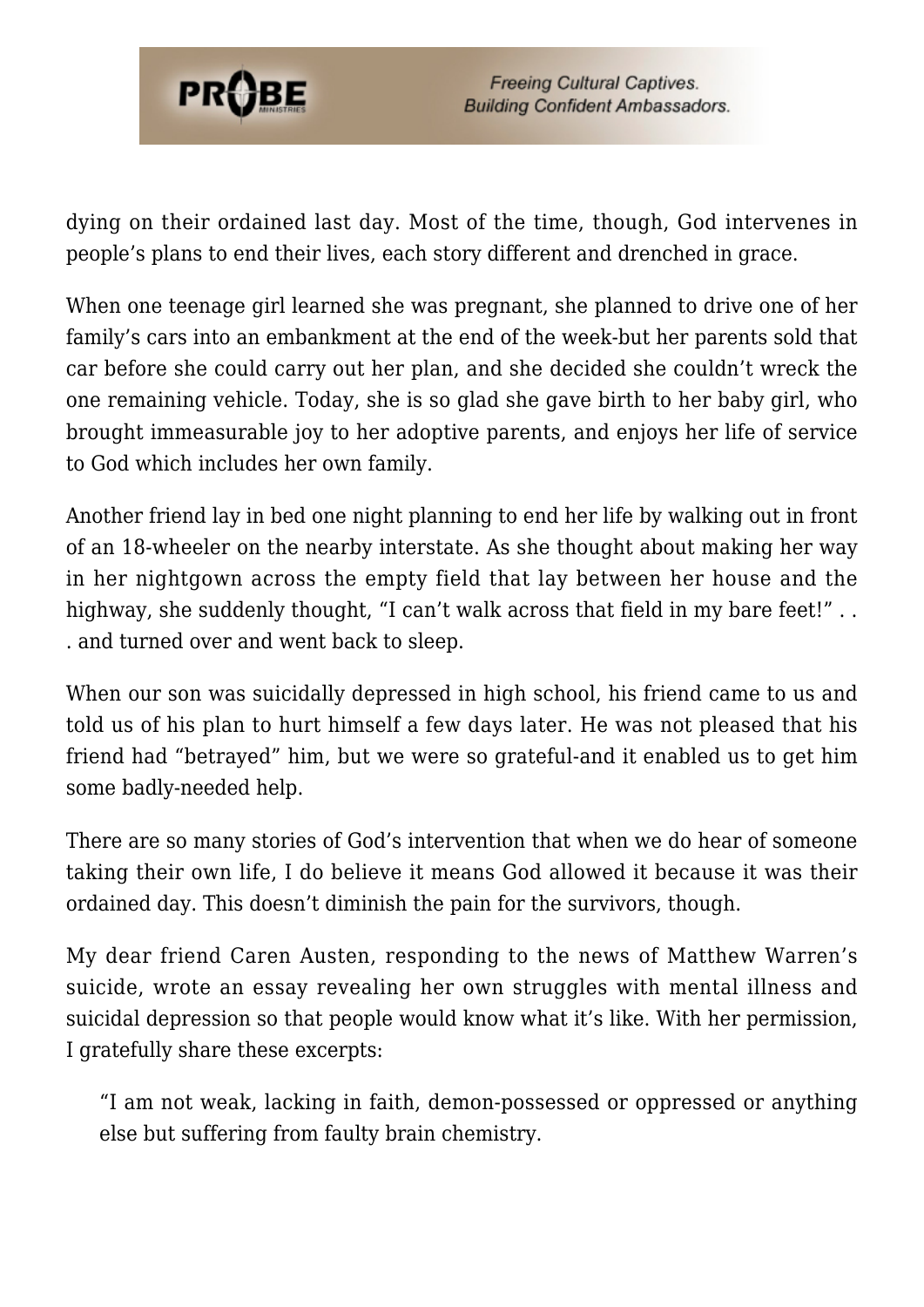dying on their ordained last day. Most of the time, though, God intervenes in people's plans to end their lives, each story different and drenched in grace.

When one teenage girl learned she was pregnant, she planned to drive one of her family's cars into an embankment at the end of the week-but her parents sold that car before she could carry out her plan, and she decided she couldn't wreck the one remaining vehicle. Today, she is so glad she gave birth to her baby girl, who brought immeasurable joy to her adoptive parents, and enjoys her life of service to God which includes her own family.

Another friend lay in bed one night planning to end her life by walking out in front of an 18-wheeler on the nearby interstate. As she thought about making her way in her nightgown across the empty field that lay between her house and the highway, she suddenly thought, "I can't walk across that field in my bare feet!" . . . and turned over and went back to sleep.

When our son was suicidally depressed in high school, his friend came to us and told us of his plan to hurt himself a few days later. He was not pleased that his friend had "betrayed" him, but we were so grateful-and it enabled us to get him some badly-needed help.

There are so many stories of God's intervention that when we do hear of someone taking their own life, I do believe it means God allowed it because it was their ordained day. This doesn't diminish the pain for the survivors, though.

My dear friend Caren Austen, responding to the news of Matthew Warren's suicide, wrote an essay revealing her own struggles with mental illness and suicidal depression so that people would know what it's like. With her permission, I gratefully share these excerpts:

> "I am not weak, lacking in faith, demon-possessed or oppressed or anything else but suffering from faulty brain chemistry.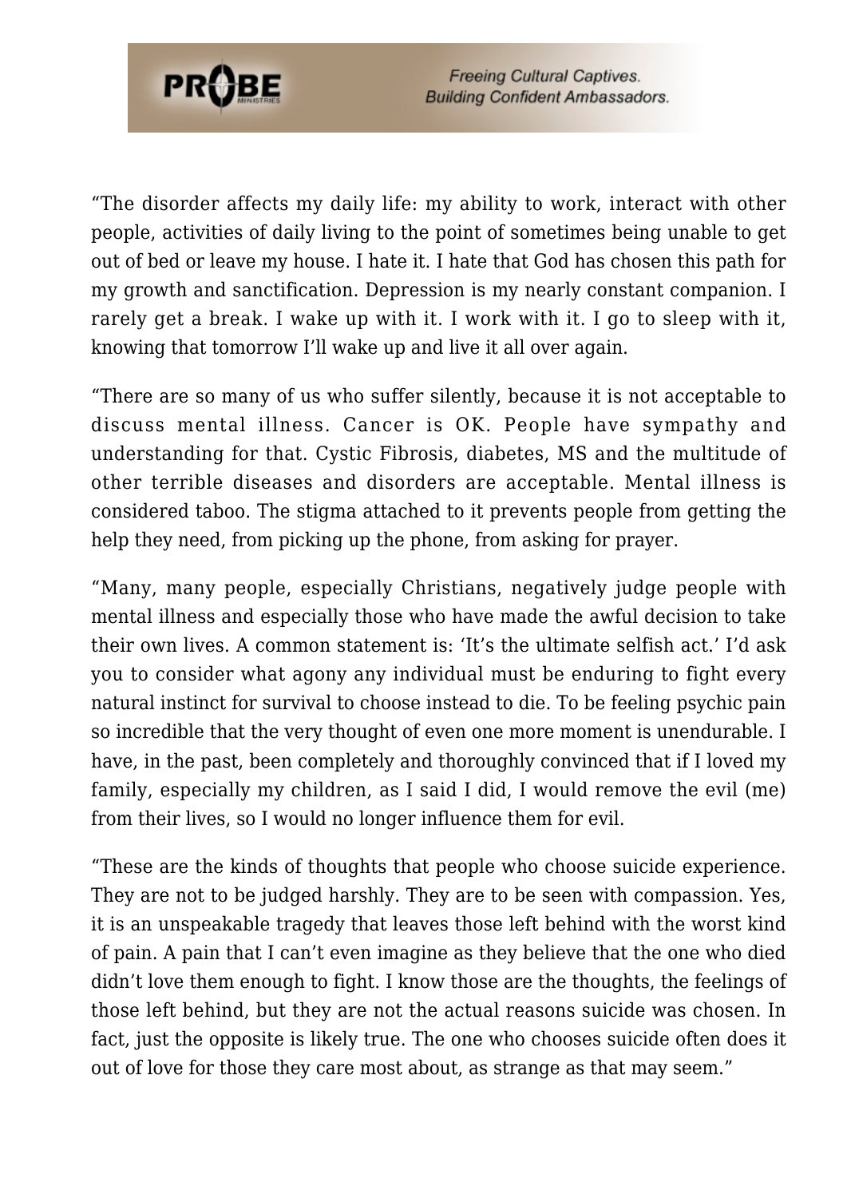"The disorder affects my daily life: my ability to work, interact with other people, activities of daily living to the point of sometimes being unable to get out of bed or leave my house. I hate it. I hate that God has chosen this path for my growth and sanctification. Depression is my nearly constant companion. I rarely get a break. I wake up with it. I work with it. I go to sleep with it, knowing that tomorrow I'll wake up and live it all over again.

"There are so many of us who suffer silently, because it is not acceptable to discuss mental illness. Cancer is OK. People have sympathy and understanding for that. Cystic Fibrosis, diabetes, MS and the multitude of other terrible diseases and disorders are acceptable. Mental illness is considered taboo. The stigma attached to it prevents people from getting the help they need, from picking up the phone, from asking for prayer.

"Many, many people, especially Christians, negatively judge people with mental illness and especially those who have made the awful decision to take their own lives. A common statement is: 'It's the ultimate selfish act.' I'd ask you to consider what agony any individual must be enduring to fight every natural instinct for survival to choose instead to die. To be feeling psychic pain so incredible that the very thought of even one more moment is unendurable. I have, in the past, been completely and thoroughly convinced that if I loved my family, especially my children, as I said I did, I would remove the evil (me) from their lives, so I would no longer influence them for evil.

"These are the kinds of thoughts that people who choose suicide experience. They are not to be judged harshly. They are to be seen with compassion. Yes, it is an unspeakable tragedy that leaves those left behind with the worst kind of pain. A pain that I can't even imagine as they believe that the one who died didn't love them enough to fight. I know those are the thoughts, the feelings of those left behind, but they are not the actual reasons suicide was chosen. In fact, just the opposite is likely true. The one who chooses suicide often does it out of love for those they care most about, as strange as that may seem."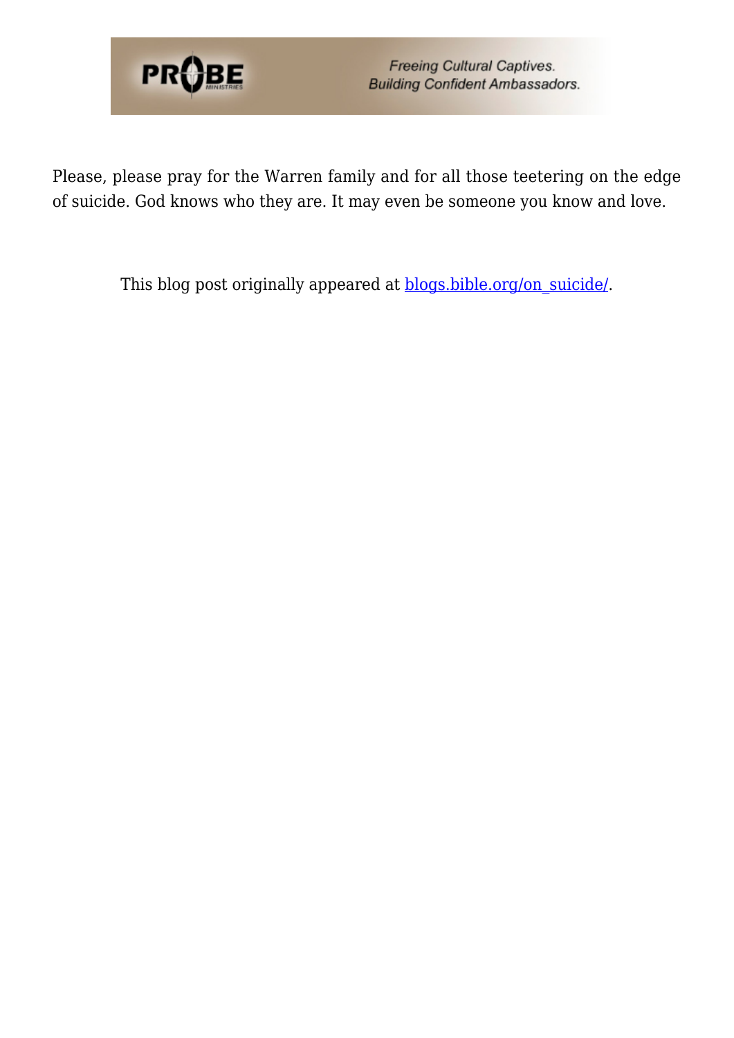Please, please pray for the Warren family and for all those teetering on the edge of suicide. God knows who they are. It may even be someone you know and love.

This blog post originally appeared at [blogs.bible.org/on_suicide/](blogs.bible.org/on_suicide/).